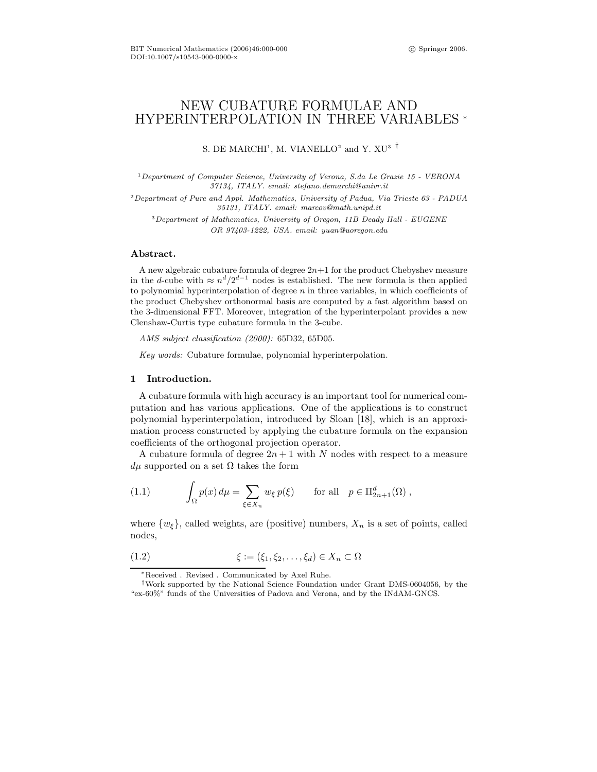# NEW CUBATURE FORMULAE AND HYPERINTERPOLATION IN THREE VARIABLES *

S. DE MARCHI[1], M. VIANELLO[2] and Y. XU[3] †

[1] *Department of Computer Science, University of Verona, S.da Le Grazie 15 - VERONA 37134, ITALY. email: stefano.demarchi@univr.it*

[2] *Department of Pure and Appl. Mathematics, University of Padua, Via Trieste 63 - PADUA 35131, ITALY. email: marcov@math.unipd.it*

[3] *Department of Mathematics, University of Oregon, 11B Deady Hall - EUGENE OR 97403-1222, USA. email: yuan@uoregon.edu*

**Abstract.**

A new algebraic cubature formula of degree $2n+1$ for the product Chebyshev measure in the $d$-cube with $\approx n^d/2^{d-1}$ nodes is established. The new formula is then applied to polynomial hyperinterpolation of degree $n$ in three variables, in which coefficients of the product Chebyshev orthonormal basis are computed by a fast algorithm based on the 3-dimensional FFT. Moreover, integration of the hyperinterpolant provides a new Clenshaw-Curtis type cubature formula in the 3-cube.

*AMS subject classification (2000):* 65D32, 65D05.

*Key words:* Cubature formulae, polynomial hyperinterpolation.

## 1 Introduction.

A cubature formula with high accuracy is an important tool for numerical computation and has various applications. One of the applications is to construct polynomial hyperinterpolation, introduced by Sloan [18], which is an approximation process constructed by applying the cubature formula on the expansion coefficients of the orthogonal projection operator.

A cubature formula of degree $2n+1$ with $N$ nodes with respect to a measure $d\mu$ supported on a set $\Omega$ takes the form

$$\int_{\Omega} p(x)\, d\mu = \sum_{\xi \in X_n} w_\xi\, p(\xi) \qquad \text{for all} \quad p \in \Pi^d_{2n+1}(\Omega)\,, \tag{1.1}$$

where $\{w_\xi\}$, called weights, are (positive) numbers, $X_n$ is a set of points, called nodes,

$$\xi := (\xi_1, \xi_2, \ldots, \xi_d) \in X_n \subset \Omega \tag{1.2}$$

---

*Received . Revised . Communicated by Axel Ruhe.

†Work supported by the National Science Foundation under Grant DMS-0604056, by the "ex-60%" funds of the Universities of Padova and Verona, and by the INdAM-GNCS.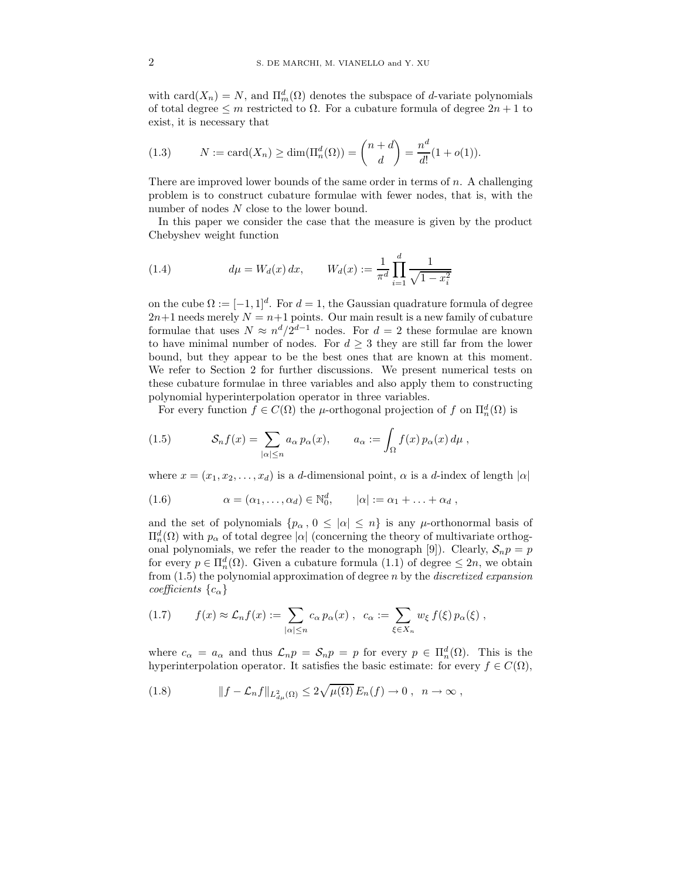with $\text{card}(X_n) = N$, and $\Pi_m^d(\Omega)$ denotes the subspace of $d$-variate polynomials of total degree $\le m$ restricted to $\Omega$. For a cubature formula of degree $2n+1$ to exist, it is necessary that

$$N := \text{card}(X_n) \ge \dim(\Pi_n^d(\Omega)) = \binom{n+d}{d} = \frac{n^d}{d!}(1 + o(1)). \tag{1.3}$$

There are improved lower bounds of the same order in terms of $n$. A challenging problem is to construct cubature formulae with fewer nodes, that is, with the number of nodes $N$ close to the lower bound.

In this paper we consider the case that the measure is given by the product Chebyshev weight function

$$d\mu = W_d(x)\,dx, \qquad W_d(x) := \frac{1}{\pi^d}\prod_{i=1}^{d}\frac{1}{\sqrt{1-x_i^2}} \tag{1.4}$$

on the cube $\Omega := [-1,1]^d$. For $d = 1$, the Gaussian quadrature formula of degree $2n+1$ needs merely $N = n+1$ points. Our main result is a new family of cubature formulae that uses $N \approx n^d/2^{d-1}$ nodes. For $d = 2$ these formulae are known to have minimal number of nodes. For $d \ge 3$ they are still far from the lower bound, but they appear to be the best ones that are known at this moment. We refer to Section 2 for further discussions. We present numerical tests on these cubature formulae in three variables and also apply them to constructing polynomial hyperinterpolation operator in three variables.

For every function $f \in C(\Omega)$ the $\mu$-orthogonal projection of $f$ on $\Pi_n^d(\Omega)$ is

$$\mathcal{S}_n f(x) = \sum_{|\alpha| \le n} a_\alpha\, p_\alpha(x), \qquad a_\alpha := \int_\Omega f(x)\, p_\alpha(x)\, d\mu\ , \tag{1.5}$$

where $x = (x_1, x_2, \dots, x_d)$ is a $d$-dimensional point, $\alpha$ is a $d$-index of length $|\alpha|$

$$\alpha = (\alpha_1, \dots, \alpha_d) \in \mathbb{N}_0^d, \qquad |\alpha| := \alpha_1 + \ldots + \alpha_d\ , \tag{1.6}$$

and the set of polynomials $\{p_\alpha\,,\, 0 \le |\alpha| \le n\}$ is any $\mu$-orthonormal basis of $\Pi_n^d(\Omega)$ with $p_\alpha$ of total degree $|\alpha|$ (concerning the theory of multivariate orthogonal polynomials, we refer the reader to the monograph [9]). Clearly, $\mathcal{S}_n p = p$ for every $p \in \Pi_n^d(\Omega)$. Given a cubature formula (1.1) of degree $\le 2n$, we obtain from (1.5) the polynomial approximation of degree $n$ by the *discretized expansion coefficients* $\{c_\alpha\}$

$$f(x) \approx \mathcal{L}_n f(x) := \sum_{|\alpha| \le n} c_\alpha\, p_\alpha(x)\ ,\ \ c_\alpha := \sum_{\xi \in X_n} w_\xi\, f(\xi)\, p_\alpha(\xi)\ , \tag{1.7}$$

where $c_\alpha = a_\alpha$ and thus $\mathcal{L}_n p = \mathcal{S}_n p = p$ for every $p \in \Pi_n^d(\Omega)$. This is the hyperinterpolation operator. It satisfies the basic estimate: for every $f \in C(\Omega)$,

$$\|f - \mathcal{L}_n f\|_{L^2_{d\mu}(\Omega)} \le 2\sqrt{\mu(\Omega)}\, E_n(f) \to 0\ ,\ \ n \to \infty\ , \tag{1.8}$$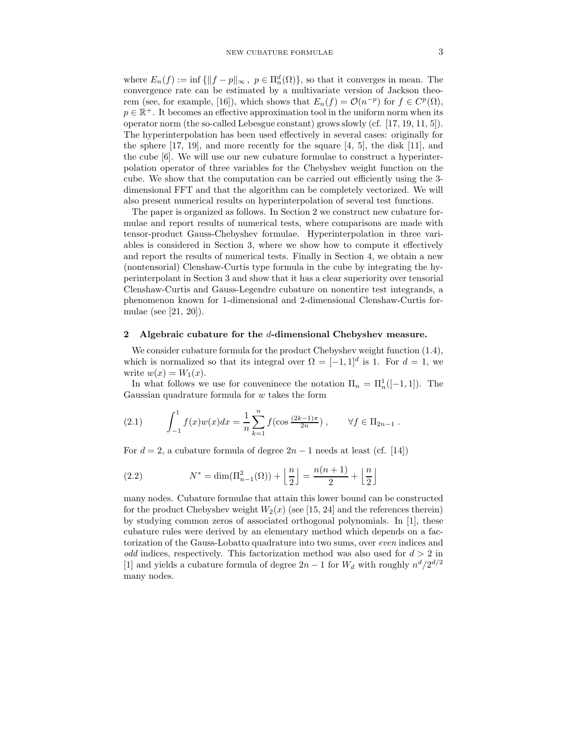where $E_n(f) := \inf \{\|f - p\|_\infty \,,\ p \in \Pi_n^d(\Omega)\}$, so that it converges in mean. The convergence rate can be estimated by a multivariate version of Jackson theorem (see, for example, [16]), which shows that $E_n(f) = \mathcal{O}(n^{-p})$ for $f \in C^p(\Omega)$, $p \in \mathbb{R}^+$. It becomes an effective approximation tool in the uniform norm when its operator norm (the so-called Lebesgue constant) grows slowly (cf. [17, 19, 11, 5]). The hyperinterpolation has been used effectively in several cases: originally for the sphere [17, 19], and more recently for the square [4, 5], the disk [11], and the cube [6]. We will use our new cubature formulae to construct a hyperinterpolation operator of three variables for the Chebyshev weight function on the cube. We show that the computation can be carried out efficiently using the 3-dimensional FFT and that the algorithm can be completely vectorized. We will also present numerical results on hyperinterpolation of several test functions.

The paper is organized as follows. In Section 2 we construct new cubature formulae and report results of numerical tests, where comparisons are made with tensor-product Gauss-Chebyshev formulae. Hyperinterpolation in three variables is considered in Section 3, where we show how to compute it effectively and report the results of numerical tests. Finally in Section 4, we obtain a new (nontensorial) Clenshaw-Curtis type formula in the cube by integrating the hyperinterpolant in Section 3 and show that it has a clear superiority over tensorial Clenshaw-Curtis and Gauss-Legendre cubature on nonentire test integrands, a phenomenon known for 1-dimensional and 2-dimensional Clenshaw-Curtis formulae (see [21, 20]).

## 2 Algebraic cubature for the $d$-dimensional Chebyshev measure.

We consider cubature formula for the product Chebyshev weight function (1.4), which is normalized so that its integral over $\Omega = [-1,1]^d$ is 1. For $d = 1$, we write $w(x) = W_1(x)$.

In what follows we use for conveninece the notation $\Pi_n = \Pi_n^1([-1,1])$. The Gaussian quadrature formula for $w$ takes the form

$$\int_{-1}^{1} f(x)w(x)dx = \frac{1}{n}\sum_{k=1}^{n} f(\cos \tfrac{(2k-1)\pi}{2n}) \,, \qquad \forall f \in \Pi_{2n-1} \,. \tag{2.1}$$

For $d = 2$, a cubature formula of degree $2n - 1$ needs at least (cf. [14])

$$N^* = \dim(\Pi_{n-1}^2(\Omega)) + \left\lfloor \frac{n}{2} \right\rfloor = \frac{n(n+1)}{2} + \left\lfloor \frac{n}{2} \right\rfloor \tag{2.2}$$

many nodes. Cubature formulae that attain this lower bound can be constructed for the product Chebyshev weight $W_2(x)$ (see [15, 24] and the references therein) by studying common zeros of associated orthogonal polynomials. In [1], these cubature rules were derived by an elementary method which depends on a factorization of the Gauss-Lobatto quadrature into two sums, over *even* indices and *odd* indices, respectively. This factorization method was also used for $d > 2$ in [1] and yields a cubature formula of degree $2n - 1$ for $W_d$ with roughly $n^d/2^{d/2}$ many nodes.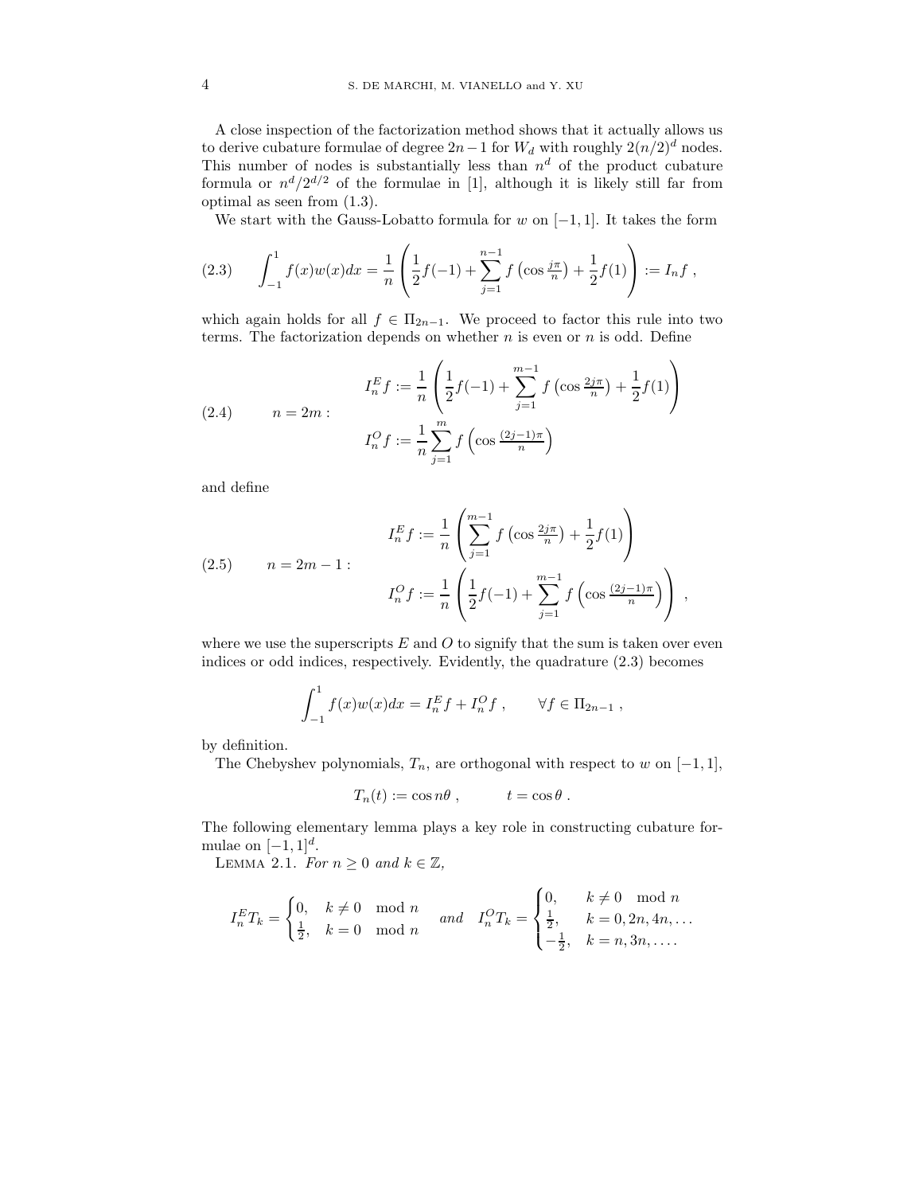A close inspection of the factorization method shows that it actually allows us to derive cubature formulae of degree $2n-1$ for $W_d$ with roughly $2(n/2)^d$ nodes. This number of nodes is substantially less than $n^d$ of the product cubature formula or $n^d/2^{d/2}$ of the formulae in [1], although it is likely still far from optimal as seen from (1.3).

We start with the Gauss-Lobatto formula for $w$ on $[-1,1]$. It takes the form

$$\int_{-1}^{1} f(x)w(x)dx = \frac{1}{n}\left(\frac{1}{2}f(-1) + \sum_{j=1}^{n-1} f\left(\cos\tfrac{j\pi}{n}\right) + \frac{1}{2}f(1)\right) := I_n f\ , \tag{2.3}$$

which again holds for all $f \in \Pi_{2n-1}$. We proceed to factor this rule into two terms. The factorization depends on whether $n$ is even or $n$ is odd. Define

$$n = 2m: \quad \begin{aligned} I_n^E f &:= \frac{1}{n}\left(\frac{1}{2}f(-1) + \sum_{j=1}^{m-1} f\left(\cos\tfrac{2j\pi}{n}\right) + \frac{1}{2}f(1)\right) \\ I_n^O f &:= \frac{1}{n}\sum_{j=1}^{m} f\left(\cos\tfrac{(2j-1)\pi}{n}\right) \end{aligned} \tag{2.4}$$

and define

$$n = 2m-1: \quad \begin{aligned} I_n^E f &:= \frac{1}{n}\left(\sum_{j=1}^{m-1} f\left(\cos\tfrac{2j\pi}{n}\right) + \frac{1}{2}f(1)\right) \\ I_n^O f &:= \frac{1}{n}\left(\frac{1}{2}f(-1) + \sum_{j=1}^{m-1} f\left(\cos\tfrac{(2j-1)\pi}{n}\right)\right)\ , \end{aligned} \tag{2.5}$$

where we use the superscripts $E$ and $O$ to signify that the sum is taken over even indices or odd indices, respectively. Evidently, the quadrature (2.3) becomes

$$\int_{-1}^{1} f(x)w(x)dx = I_n^E f + I_n^O f\ , \qquad \forall f \in \Pi_{2n-1}\ ,$$

by definition.

The Chebyshev polynomials, $T_n$, are orthogonal with respect to $w$ on $[-1,1]$,

$$T_n(t) := \cos n\theta\ , \qquad t = \cos\theta\ .$$

The following elementary lemma plays a key role in constructing cubature formulae on $[-1,1]^d$.

LEMMA 2.1. *For $n \geq 0$ and $k \in \mathbb{Z}$,*

$$I_n^E T_k = \begin{cases} 0, & k \neq 0 \mod n \\ \frac{1}{2}, & k = 0 \mod n \end{cases} \quad \text{and} \quad I_n^O T_k = \begin{cases} 0, & k \neq 0 \mod n \\ \frac{1}{2}, & k = 0, 2n, 4n, \ldots \\ -\frac{1}{2}, & k = n, 3n, \ldots . \end{cases}$$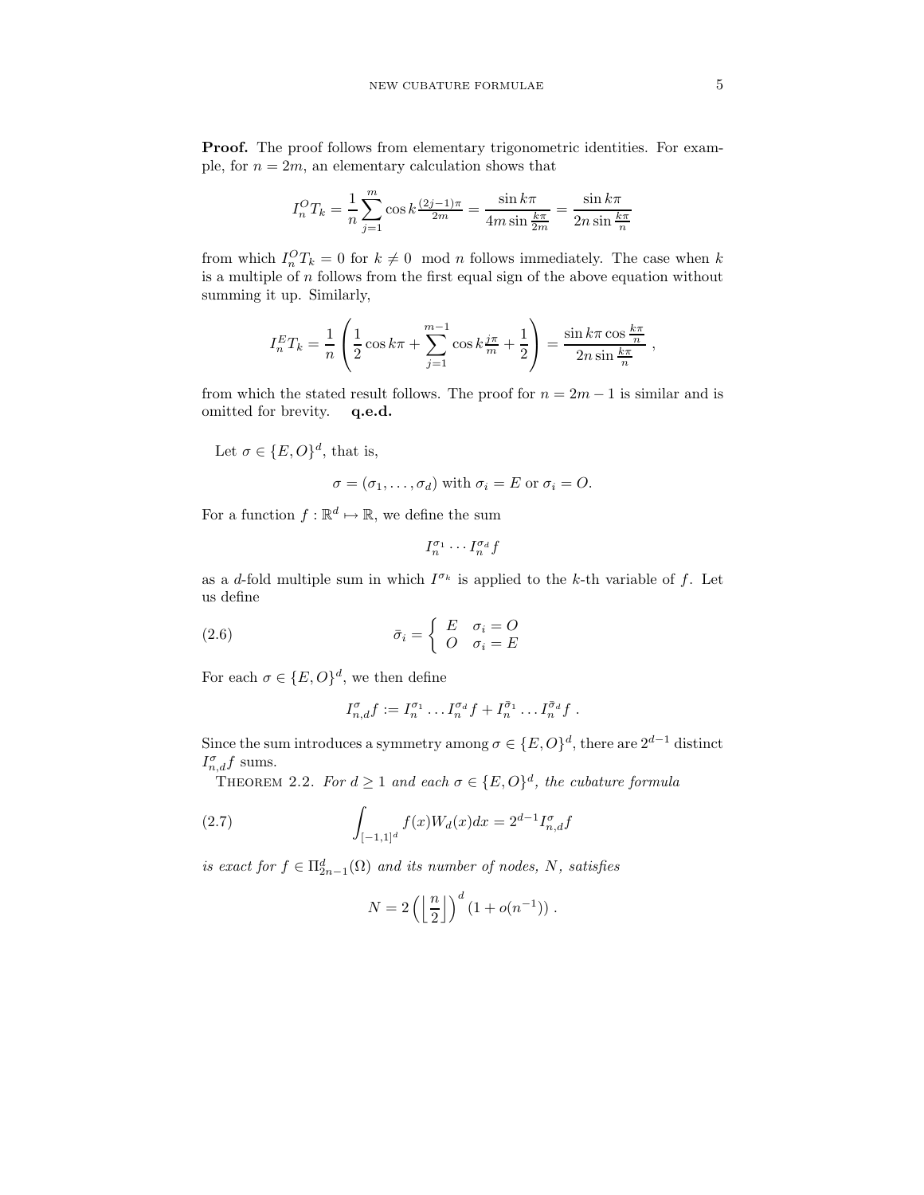**Proof.** The proof follows from elementary trigonometric identities. For example, for $n = 2m$, an elementary calculation shows that

$$I_n^O T_k = \frac{1}{n} \sum_{j=1}^{m} \cos k \tfrac{(2j-1)\pi}{2m} = \frac{\sin k\pi}{4m \sin \frac{k\pi}{2m}} = \frac{\sin k\pi}{2n \sin \frac{k\pi}{n}}$$

from which $I_n^O T_k = 0$ for $k \neq 0 \mod n$ follows immediately. The case when $k$ is a multiple of $n$ follows from the first equal sign of the above equation without summing it up. Similarly,

$$I_n^E T_k = \frac{1}{n} \left( \frac{1}{2} \cos k\pi + \sum_{j=1}^{m-1} \cos k \tfrac{j\pi}{m} + \frac{1}{2} \right) = \frac{\sin k\pi \cos \frac{k\pi}{n}}{2n \sin \frac{k\pi}{n}} \ ,$$

from which the stated result follows. The proof for $n = 2m - 1$ is similar and is omitted for brevity. **q.e.d.**

Let $\sigma \in \{E, O\}^d$, that is,

$$\sigma = (\sigma_1, \ldots, \sigma_d) \text{ with } \sigma_i = E \text{ or } \sigma_i = O.$$

For a function $f : \mathbb{R}^d \mapsto \mathbb{R}$, we define the sum

$$I_n^{\sigma_1} \cdots I_n^{\sigma_d} f$$

as a $d$-fold multiple sum in which $I^{\sigma_k}$ is applied to the $k$-th variable of $f$. Let us define

$$\bar{\sigma}_i = \begin{cases} E & \sigma_i = O \\ O & \sigma_i = E \end{cases} \tag{2.6}$$

For each $\sigma \in \{E, O\}^d$, we then define

$$I_{n,d}^{\sigma} f := I_n^{\sigma_1} \ldots I_n^{\sigma_d} f + I_n^{\bar{\sigma}_1} \ldots I_n^{\bar{\sigma}_d} f \ .$$

Since the sum introduces a symmetry among $\sigma \in \{E, O\}^d$, there are $2^{d-1}$ distinct $I_{n,d}^{\sigma} f$ sums.

Theorem 2.2. *For $d \geq 1$ and each $\sigma \in \{E, O\}^d$, the cubature formula*

$$\int_{[-1,1]^d} f(x) W_d(x) dx = 2^{d-1} I_{n,d}^{\sigma} f \tag{2.7}$$

*is exact for $f \in \Pi_{2n-1}^d(\Omega)$ and its number of nodes, $N$, satisfies*

$$N = 2 \left( \left\lfloor \frac{n}{2} \right\rfloor \right)^d (1 + o(n^{-1})) \ .$$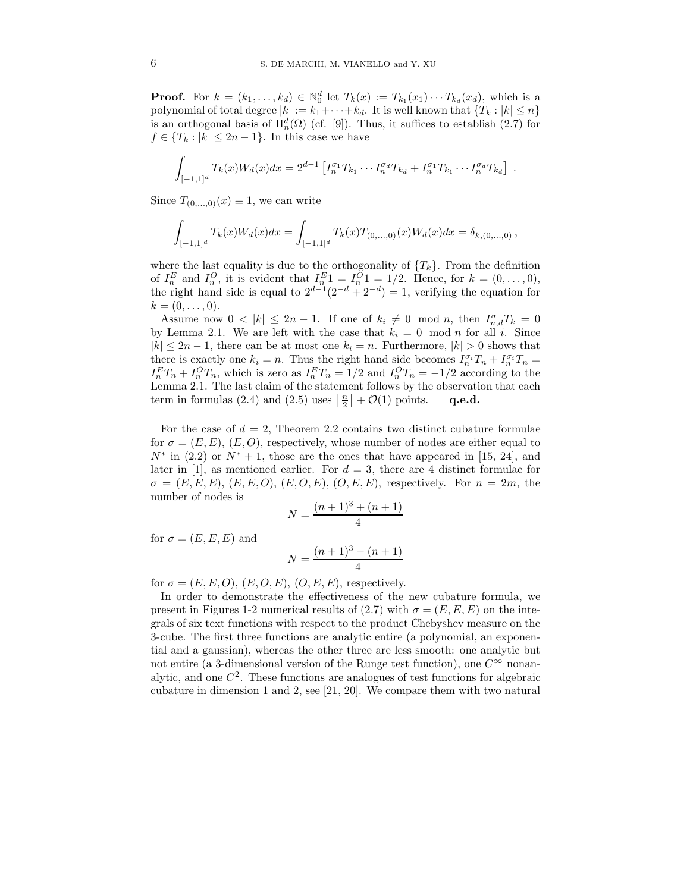**Proof.** For $k = (k_1, \ldots, k_d) \in \mathbb{N}_0^d$ let $T_k(x) := T_{k_1}(x_1) \cdots T_{k_d}(x_d)$, which is a polynomial of total degree $|k| := k_1 + \cdots + k_d$. It is well known that $\{T_k : |k| \le n\}$ is an orthogonal basis of $\Pi_n^d(\Omega)$ (cf. [9]). Thus, it suffices to establish (2.7) for $f \in \{T_k : |k| \le 2n-1\}$. In this case we have

$$\int_{[-1,1]^d} T_k(x) W_d(x) dx = 2^{d-1} \left[ I_n^{\sigma_1} T_{k_1} \cdots I_n^{\sigma_d} T_{k_d} + I_n^{\bar{\sigma}_1} T_{k_1} \cdots I_n^{\bar{\sigma}_d} T_{k_d} \right] .$$

Since $T_{(0,\ldots,0)}(x) \equiv 1$, we can write

$$\int_{[-1,1]^d} T_k(x) W_d(x) dx = \int_{[-1,1]^d} T_k(x) T_{(0,\ldots,0)}(x) W_d(x) dx = \delta_{k,(0,\ldots,0)} ,$$

where the last equality is due to the orthogonality of $\{T_k\}$. From the definition of $I_n^E$ and $I_n^O$, it is evident that $I_n^E 1 = I_n^O 1 = 1/2$. Hence, for $k = (0, \ldots, 0)$, the right hand side is equal to $2^{d-1}(2^{-d} + 2^{-d}) = 1$, verifying the equation for $k = (0, \ldots, 0)$.

Assume now $0 < |k| \le 2n - 1$. If one of $k_i \ne 0 \mod n$, then $I_{n,d}^{\sigma} T_k = 0$ by Lemma 2.1. We are left with the case that $k_i = 0 \mod n$ for all $i$. Since $|k| \le 2n-1$, there can be at most one $k_i = n$. Furthermore, $|k| > 0$ shows that there is exactly one $k_i = n$. Thus the right hand side becomes $I_n^{\sigma_i} T_n + I_n^{\bar{\sigma}_i} T_n = I_n^E T_n + I_n^O T_n$, which is zero as $I_n^E T_n = 1/2$ and $I_n^O T_n = -1/2$ according to the Lemma 2.1. The last claim of the statement follows by the observation that each term in formulas (2.4) and (2.5) uses $\left\lfloor \frac{n}{2} \right\rfloor + \mathcal{O}(1)$ points. **q.e.d.**

For the case of $d = 2$, Theorem 2.2 contains two distinct cubature formulae for $\sigma = (E, E)$, $(E, O)$, respectively, whose number of nodes are either equal to $N^*$ in (2.2) or $N^* + 1$, those are the ones that have appeared in [15, 24], and later in [1], as mentioned earlier. For $d = 3$, there are 4 distinct formulae for $\sigma = (E, E, E)$, $(E, E, O)$, $(E, O, E)$, $(O, E, E)$, respectively. For $n = 2m$, the number of nodes is

$$N = \frac{(n+1)^3 + (n+1)}{4}$$

for $\sigma = (E, E, E)$ and

$$N = \frac{(n+1)^3 - (n+1)}{4}$$

for $\sigma = (E, E, O)$, $(E, O, E)$, $(O, E, E)$, respectively.

In order to demonstrate the effectiveness of the new cubature formula, we present in Figures 1-2 numerical results of (2.7) with $\sigma = (E, E, E)$ on the integrals of six text functions with respect to the product Chebyshev measure on the 3-cube. The first three functions are analytic entire (a polynomial, an exponential and a gaussian), whereas the other three are less smooth: one analytic but not entire (a 3-dimensional version of the Runge test function), one $C^\infty$ nonanalytic, and one $C^2$. These functions are analogues of test functions for algebraic cubature in dimension 1 and 2, see [21, 20]. We compare them with two natural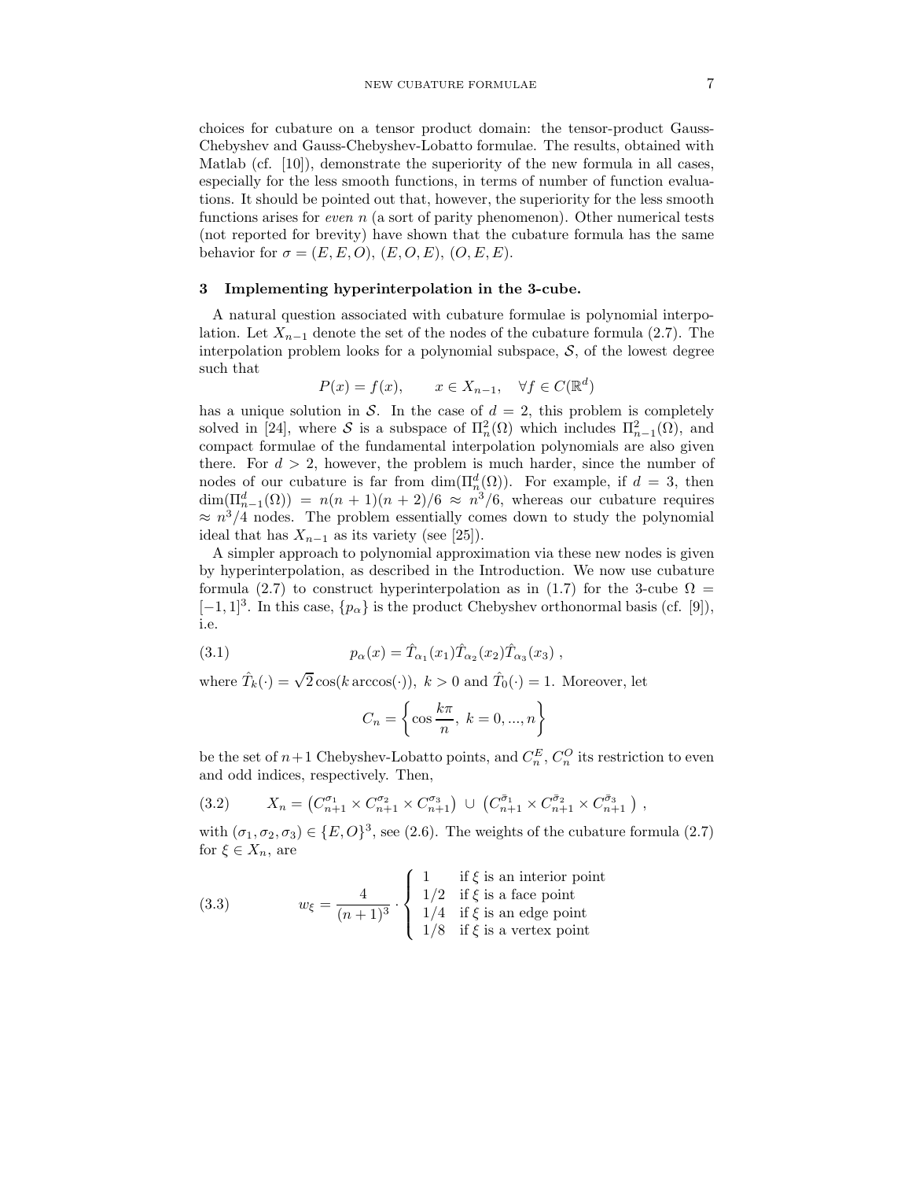choices for cubature on a tensor product domain: the tensor-product Gauss-Chebyshev and Gauss-Chebyshev-Lobatto formulae. The results, obtained with Matlab (cf. [10]), demonstrate the superiority of the new formula in all cases, especially for the less smooth functions, in terms of number of function evaluations. It should be pointed out that, however, the superiority for the less smooth functions arises for *even* $n$ (a sort of parity phenomenon). Other numerical tests (not reported for brevity) have shown that the cubature formula has the same behavior for $\sigma = (E, E, O)$, $(E, O, E)$, $(O, E, E)$.

## 3 Implementing hyperinterpolation in the 3-cube.

A natural question associated with cubature formulae is polynomial interpolation. Let $X_{n-1}$ denote the set of the nodes of the cubature formula (2.7). The interpolation problem looks for a polynomial subspace, $\mathcal{S}$, of the lowest degree such that

$$P(x) = f(x), \qquad x \in X_{n-1}, \quad \forall f \in C(\mathbb{R}^d)$$

has a unique solution in $\mathcal{S}$. In the case of $d = 2$, this problem is completely solved in [24], where $\mathcal{S}$ is a subspace of $\Pi_n^2(\Omega)$ which includes $\Pi_{n-1}^2(\Omega)$, and compact formulae of the fundamental interpolation polynomials are also given there. For $d > 2$, however, the problem is much harder, since the number of nodes of our cubature is far from $\dim(\Pi_n^d(\Omega))$. For example, if $d = 3$, then $\dim(\Pi_{n-1}^d(\Omega)) = n(n+1)(n+2)/6 \approx n^3/6$, whereas our cubature requires $\approx n^3/4$ nodes. The problem essentially comes down to study the polynomial ideal that has $X_{n-1}$ as its variety (see [25]).

A simpler approach to polynomial approximation via these new nodes is given by hyperinterpolation, as described in the Introduction. We now use cubature formula (2.7) to construct hyperinterpolation as in (1.7) for the 3-cube $\Omega = [-1, 1]^3$. In this case, $\{p_\alpha\}$ is the product Chebyshev orthonormal basis (cf. [9]), i.e.

$$p_\alpha(x) = \hat{T}_{\alpha_1}(x_1)\hat{T}_{\alpha_2}(x_2)\hat{T}_{\alpha_3}(x_3)\,, \tag{3.1}$$

where $\hat{T}_k(\cdot) = \sqrt{2}\cos(k \arccos(\cdot))$, $k > 0$ and $\hat{T}_0(\cdot) = 1$. Moreover, let

$$C_n = \left\{ \cos\frac{k\pi}{n},\ k = 0, ..., n \right\}$$

be the set of $n+1$ Chebyshev-Lobatto points, and $C_n^E$, $C_n^O$ its restriction to even and odd indices, respectively. Then,

$$X_n = \left(C_{n+1}^{\sigma_1} \times C_{n+1}^{\sigma_2} \times C_{n+1}^{\sigma_3}\right) \,\cup\, \left(C_{n+1}^{\bar{\sigma}_1} \times C_{n+1}^{\bar{\sigma}_2} \times C_{n+1}^{\bar{\sigma}_3}\,\right)\,, \tag{3.2}$$

with $(\sigma_1, \sigma_2, \sigma_3) \in \{E, O\}^3$, see (2.6). The weights of the cubature formula (2.7) for $\xi \in X_n$, are

$$w_\xi = \frac{4}{(n+1)^3} \cdot \begin{cases} 1 & \text{if } \xi \text{ is an interior point} \\ 1/2 & \text{if } \xi \text{ is a face point} \\ 1/4 & \text{if } \xi \text{ is an edge point} \\ 1/8 & \text{if } \xi \text{ is a vertex point} \end{cases} \tag{3.3}$$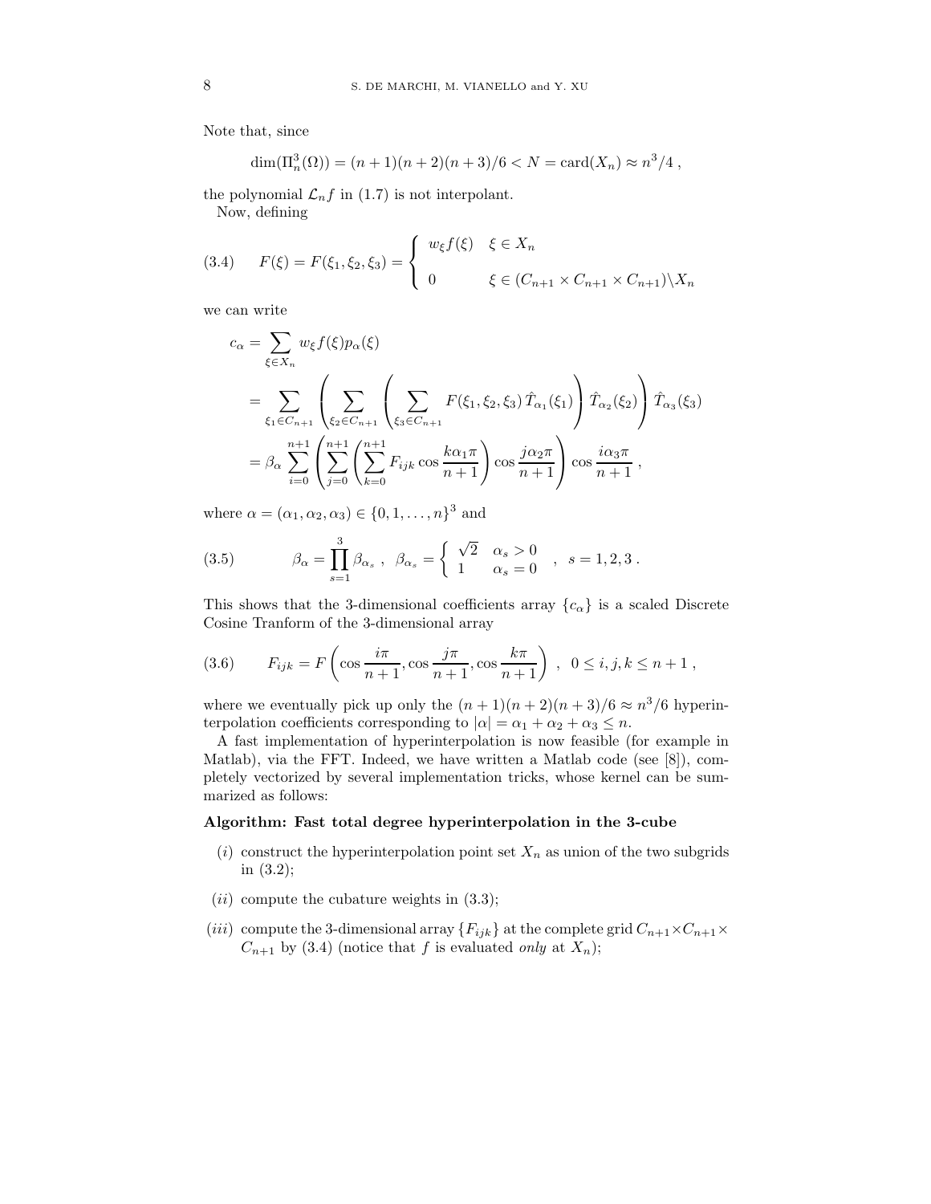Note that, since

$$\dim(\Pi_n^3(\Omega)) = (n+1)(n+2)(n+3)/6 < N = \mathrm{card}(X_n) \approx n^3/4 \,,$$

the polynomial $\mathcal{L}_n f$ in (1.7) is not interpolant.

Now, defining

$$F(\xi) = F(\xi_1, \xi_2, \xi_3) = \begin{cases} w_\xi f(\xi) & \xi \in X_n \\ 0 & \xi \in (C_{n+1} \times C_{n+1} \times C_{n+1}) \backslash X_n \end{cases} \tag{3.4}$$

we can write

$$\begin{aligned} c_\alpha &= \sum_{\xi \in X_n} w_\xi f(\xi) p_\alpha(\xi) \\ &= \sum_{\xi_1 \in C_{n+1}} \left( \sum_{\xi_2 \in C_{n+1}} \left( \sum_{\xi_3 \in C_{n+1}} F(\xi_1, \xi_2, \xi_3) \, \hat{T}_{\alpha_1}(\xi_1) \right) \hat{T}_{\alpha_2}(\xi_2) \right) \hat{T}_{\alpha_3}(\xi_3) \\ &= \beta_\alpha \sum_{i=0}^{n+1} \left( \sum_{j=0}^{n+1} \left( \sum_{k=0}^{n+1} F_{ijk} \cos \frac{k \alpha_1 \pi}{n+1} \right) \cos \frac{j \alpha_2 \pi}{n+1} \right) \cos \frac{i \alpha_3 \pi}{n+1} \,, \end{aligned}$$

where $\alpha = (\alpha_1, \alpha_2, \alpha_3) \in \{0, 1, \ldots, n\}^3$ and

$$\beta_\alpha = \prod_{s=1}^{3} \beta_{\alpha_s} \,, \quad \beta_{\alpha_s} = \begin{cases} \sqrt{2} & \alpha_s > 0 \\ 1 & \alpha_s = 0 \end{cases} \,, \quad s = 1, 2, 3 \,. \tag{3.5}$$

This shows that the 3-dimensional coefficients array $\{c_\alpha\}$ is a scaled Discrete Cosine Tranform of the 3-dimensional array

$$F_{ijk} = F\left( \cos \frac{i\pi}{n+1}, \cos \frac{j\pi}{n+1}, \cos \frac{k\pi}{n+1} \right) \,, \quad 0 \le i, j, k \le n+1 \,, \tag{3.6}$$

where we eventually pick up only the $(n+1)(n+2)(n+3)/6 \approx n^3/6$ hyperinterpolation coefficients corresponding to $|\alpha| = \alpha_1 + \alpha_2 + \alpha_3 \le n$.

A fast implementation of hyperinterpolation is now feasible (for example in Matlab), via the FFT. Indeed, we have written a Matlab code (see [8]), completely vectorized by several implementation tricks, whose kernel can be summarized as follows:

**Algorithm: Fast total degree hyperinterpolation in the 3-cube**

- $(i)$ construct the hyperinterpolation point set $X_n$ as union of the two subgrids in (3.2);
- $(ii)$ compute the cubature weights in (3.3);
- $(iii)$ compute the 3-dimensional array $\{F_{ijk}\}$ at the complete grid $C_{n+1} \times C_{n+1} \times C_{n+1}$ by (3.4) (notice that $f$ is evaluated *only* at $X_n$);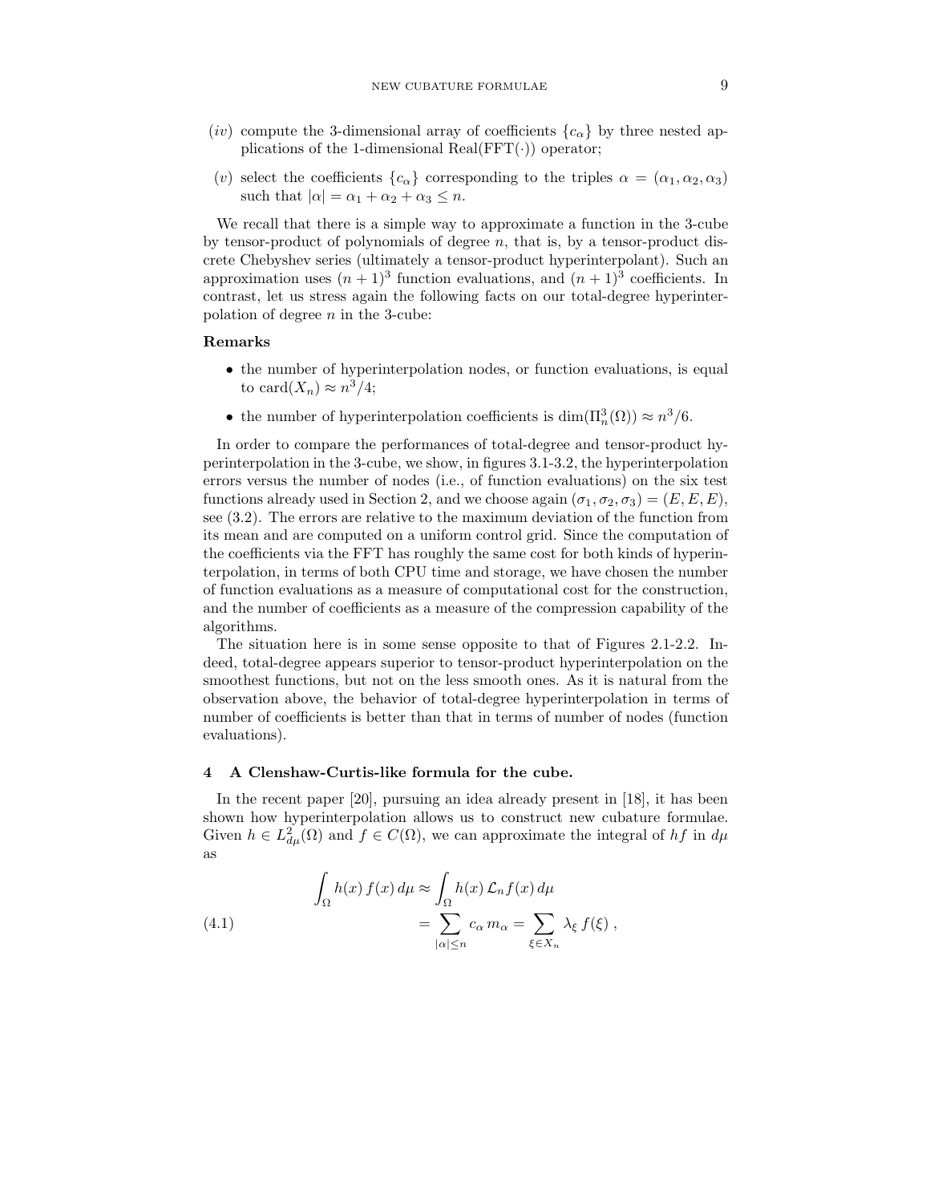(*iv*) compute the 3-dimensional array of coefficients $\{c_\alpha\}$ by three nested applications of the 1-dimensional Real(FFT($\cdot$)) operator;

(*v*) select the coefficients $\{c_\alpha\}$ corresponding to the triples $\alpha = (\alpha_1, \alpha_2, \alpha_3)$ such that $|\alpha| = \alpha_1 + \alpha_2 + \alpha_3 \leq n$.

We recall that there is a simple way to approximate a function in the 3-cube by tensor-product of polynomials of degree $n$, that is, by a tensor-product discrete Chebyshev series (ultimately a tensor-product hyperinterpolant). Such an approximation uses $(n+1)^3$ function evaluations, and $(n+1)^3$ coefficients. In contrast, let us stress again the following facts on our total-degree hyperinterpolation of degree $n$ in the 3-cube:

**Remarks**

- the number of hyperinterpolation nodes, or function evaluations, is equal to $\text{card}(X_n) \approx n^3/4$;
- the number of hyperinterpolation coefficients is $\dim(\Pi_n^3(\Omega)) \approx n^3/6$.

In order to compare the performances of total-degree and tensor-product hyperinterpolation in the 3-cube, we show, in figures 3.1-3.2, the hyperinterpolation errors versus the number of nodes (i.e., of function evaluations) on the six test functions already used in Section 2, and we choose again $(\sigma_1, \sigma_2, \sigma_3) = (E, E, E)$, see (3.2). The errors are relative to the maximum deviation of the function from its mean and are computed on a uniform control grid. Since the computation of the coefficients via the FFT has roughly the same cost for both kinds of hyperinterpolation, in terms of both CPU time and storage, we have chosen the number of function evaluations as a measure of computational cost for the construction, and the number of coefficients as a measure of the compression capability of the algorithms.

The situation here is in some sense opposite to that of Figures 2.1-2.2. Indeed, total-degree appears superior to tensor-product hyperinterpolation on the smoothest functions, but not on the less smooth ones. As it is natural from the observation above, the behavior of total-degree hyperinterpolation in terms of number of coefficients is better than that in terms of number of nodes (function evaluations).

## 4 A Clenshaw-Curtis-like formula for the cube.

In the recent paper [20], pursuing an idea already present in [18], it has been shown how hyperinterpolation allows us to construct new cubature formulae. Given $h \in L^2_{d\mu}(\Omega)$ and $f \in C(\Omega)$, we can approximate the integral of $hf$ in $d\mu$ as

$$
\begin{aligned}
\int_\Omega h(x)\, f(x)\, d\mu &\approx \int_\Omega h(x)\, \mathcal{L}_n f(x)\, d\mu \\
&= \sum_{|\alpha| \leq n} c_\alpha\, m_\alpha = \sum_{\xi \in X_n} \lambda_\xi\, f(\xi)\ ,
\end{aligned}
\tag{4.1}
$$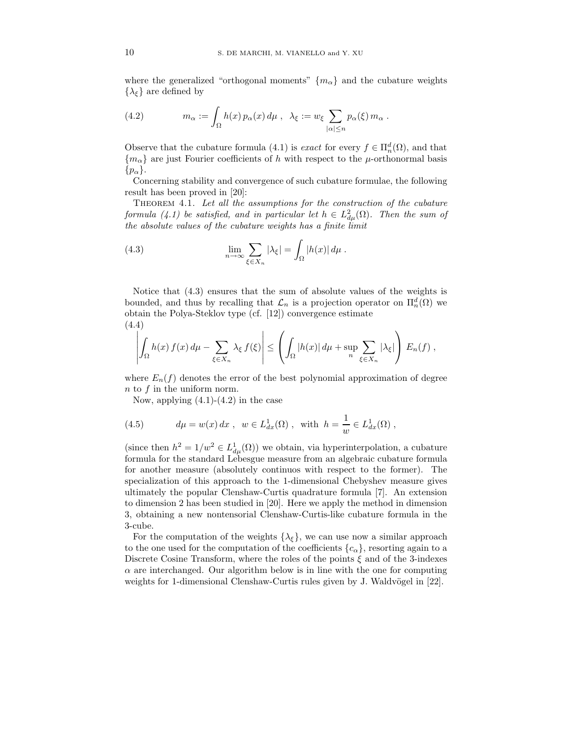where the generalized "orthogonal moments" $\{m_\alpha\}$ and the cubature weights $\{\lambda_\xi\}$ are defined by

$$m_\alpha := \int_\Omega h(x)\, p_\alpha(x)\, d\mu \ , \quad \lambda_\xi := w_\xi \sum_{|\alpha|\le n} p_\alpha(\xi)\, m_\alpha \ . \tag{4.2}$$

Observe that the cubature formula (4.1) is *exact* for every $f \in \Pi_n^d(\Omega)$, and that $\{m_\alpha\}$ are just Fourier coefficients of $h$ with respect to the $\mu$-orthonormal basis $\{p_\alpha\}$.

Concerning stability and convergence of such cubature formulae, the following result has been proved in [20]:

THEOREM 4.1. *Let all the assumptions for the construction of the cubature formula (4.1) be satisfied, and in particular let $h \in L^2_{d\mu}(\Omega)$. Then the sum of the absolute values of the cubature weights has a finite limit*

$$\lim_{n\to\infty} \sum_{\xi\in X_n} |\lambda_\xi| = \int_\Omega |h(x)|\, d\mu \ . \tag{4.3}$$

Notice that (4.3) ensures that the sum of absolute values of the weights is bounded, and thus by recalling that $\mathcal{L}_n$ is a projection operator on $\Pi_n^d(\Omega)$ we obtain the Polya-Steklov type (cf. [12]) convergence estimate

$$\left| \int_\Omega h(x)\, f(x)\, d\mu - \sum_{\xi\in X_n} \lambda_\xi\, f(\xi) \right| \le \left( \int_\Omega |h(x)|\, d\mu + \sup_n \sum_{\xi\in X_n} |\lambda_\xi| \right) E_n(f) \ , \tag{4.4}$$

where $E_n(f)$ denotes the error of the best polynomial approximation of degree $n$ to $f$ in the uniform norm.

Now, applying (4.1)-(4.2) in the case

$$d\mu = w(x)\, dx \ , \quad w \in L^1_{dx}(\Omega) \ , \quad \text{with } \ h = \frac{1}{w} \in L^1_{dx}(\Omega) \ , \tag{4.5}$$

(since then $h^2 = 1/w^2 \in L^1_{d\mu}(\Omega)$) we obtain, via hyperinterpolation, a cubature formula for the standard Lebesgue measure from an algebraic cubature formula for another measure (absolutely continuos with respect to the former). The specialization of this approach to the 1-dimensional Chebyshev measure gives ultimately the popular Clenshaw-Curtis quadrature formula [7]. An extension to dimension 2 has been studied in [20]. Here we apply the method in dimension 3, obtaining a new nontensorial Clenshaw-Curtis-like cubature formula in the 3-cube.

For the computation of the weights $\{\lambda_\xi\}$, we can use now a similar approach to the one used for the computation of the coefficients $\{c_\alpha\}$, resorting again to a Discrete Cosine Transform, where the roles of the points $\xi$ and of the 3-indexes $\alpha$ are interchanged. Our algorithm below is in line with the one for computing weights for 1-dimensional Clenshaw-Curtis rules given by J. Waldvögel in [22].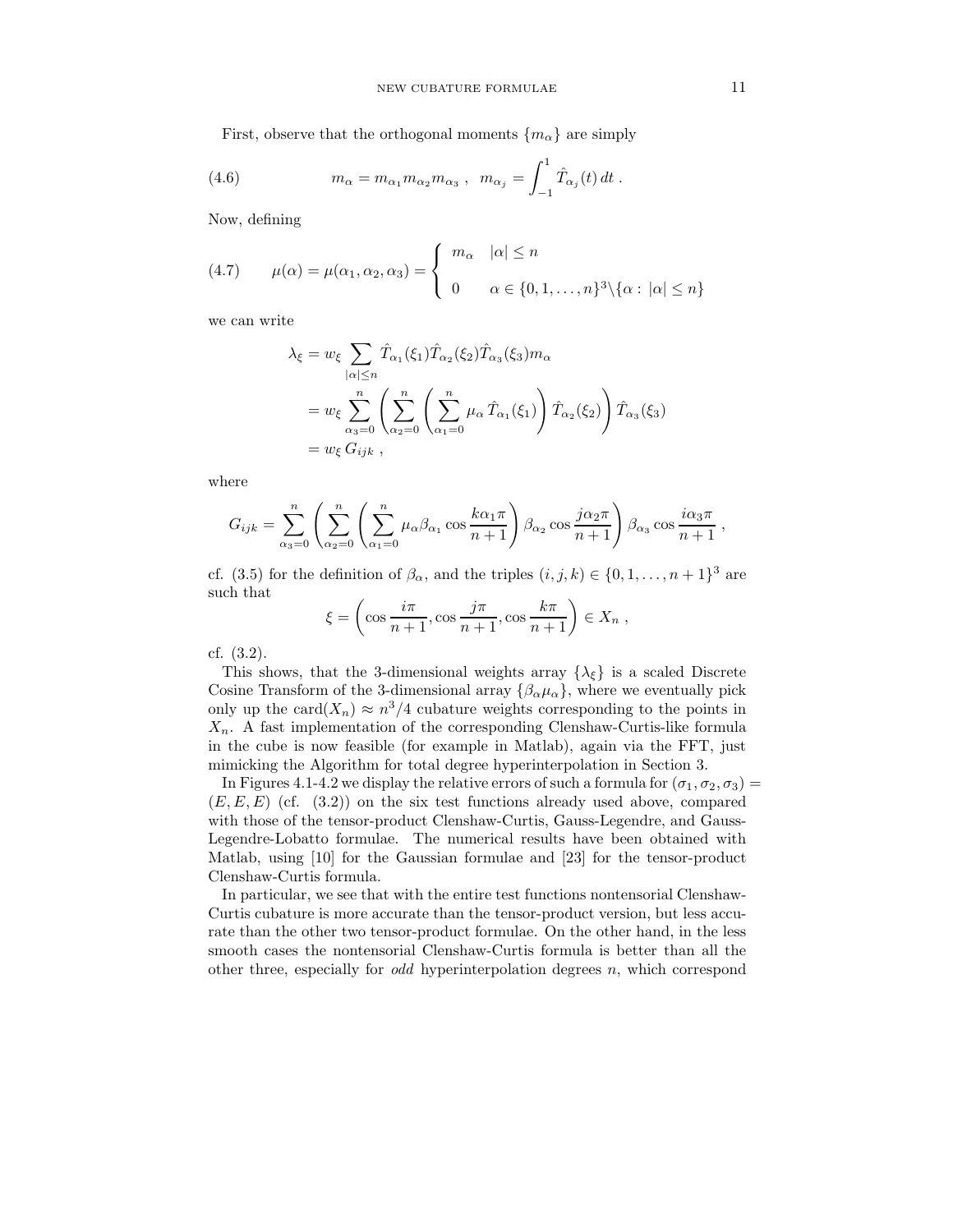First, observe that the orthogonal moments $\{m_\alpha\}$ are simply

$$m_\alpha = m_{\alpha_1} m_{\alpha_2} m_{\alpha_3} \; , \;\; m_{\alpha_j} = \int_{-1}^{1} \hat{T}_{\alpha_j}(t)\, dt \; . \tag{4.6}$$

Now, defining

$$\mu(\alpha) = \mu(\alpha_1, \alpha_2, \alpha_3) = \begin{cases} m_\alpha & |\alpha| \le n \\ \\ 0 & \alpha \in \{0, 1, \ldots, n\}^3 \backslash \{\alpha : \, |\alpha| \le n\} \end{cases} \tag{4.7}$$

we can write

$$\begin{aligned}
\lambda_\xi &= w_\xi \sum_{|\alpha| \le n} \hat{T}_{\alpha_1}(\xi_1) \hat{T}_{\alpha_2}(\xi_2) \hat{T}_{\alpha_3}(\xi_3) m_\alpha \\
&= w_\xi \sum_{\alpha_3 = 0}^{n} \left( \sum_{\alpha_2 = 0}^{n} \left( \sum_{\alpha_1 = 0}^{n} \mu_\alpha \, \hat{T}_{\alpha_1}(\xi_1) \right) \hat{T}_{\alpha_2}(\xi_2) \right) \hat{T}_{\alpha_3}(\xi_3) \\
&= w_\xi \, G_{ijk} \; ,
\end{aligned}$$

where

$$G_{ijk} = \sum_{\alpha_3 = 0}^{n} \left( \sum_{\alpha_2 = 0}^{n} \left( \sum_{\alpha_1 = 0}^{n} \mu_\alpha \beta_{\alpha_1} \cos \frac{k \alpha_1 \pi}{n+1} \right) \beta_{\alpha_2} \cos \frac{j \alpha_2 \pi}{n+1} \right) \beta_{\alpha_3} \cos \frac{i \alpha_3 \pi}{n+1} \; ,$$

cf. (3.5) for the definition of $\beta_\alpha$, and the triples $(i, j, k) \in \{0, 1, \ldots, n+1\}^3$ are such that

$$\xi = \left( \cos \frac{i\pi}{n+1}, \cos \frac{j\pi}{n+1}, \cos \frac{k\pi}{n+1} \right) \in X_n \; ,$$

cf. (3.2).

This shows, that the 3-dimensional weights array $\{\lambda_\xi\}$ is a scaled Discrete Cosine Transform of the 3-dimensional array $\{\beta_\alpha \mu_\alpha\}$, where we eventually pick only up the $\mathrm{card}(X_n) \approx n^3/4$ cubature weights corresponding to the points in $X_n$. A fast implementation of the corresponding Clenshaw-Curtis-like formula in the cube is now feasible (for example in Matlab), again via the FFT, just mimicking the Algorithm for total degree hyperinterpolation in Section 3.

In Figures 4.1-4.2 we display the relative errors of such a formula for $(\sigma_1, \sigma_2, \sigma_3) = (E, E, E)$ (cf. (3.2)) on the six test functions already used above, compared with those of the tensor-product Clenshaw-Curtis, Gauss-Legendre, and Gauss-Legendre-Lobatto formulae. The numerical results have been obtained with Matlab, using [10] for the Gaussian formulae and [23] for the tensor-product Clenshaw-Curtis formula.

In particular, we see that with the entire test functions nontensorial Clenshaw-Curtis cubature is more accurate than the tensor-product version, but less accurate than the other two tensor-product formulae. On the other hand, in the less smooth cases the nontensorial Clenshaw-Curtis formula is better than all the other three, especially for *odd* hyperinterpolation degrees $n$, which correspond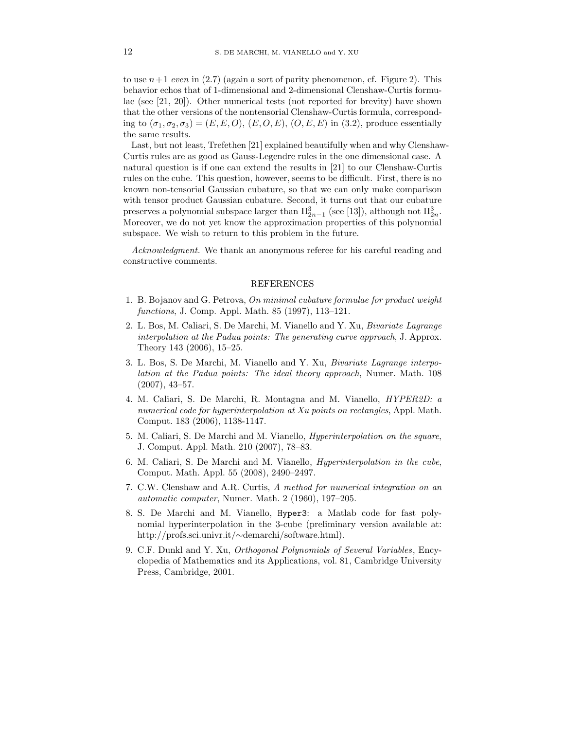to use $n+1$ *even* in (2.7) (again a sort of parity phenomenon, cf. Figure 2). This behavior echos that of 1-dimensional and 2-dimensional Clenshaw-Curtis formulae (see [21, 20]). Other numerical tests (not reported for brevity) have shown that the other versions of the nontensorial Clenshaw-Curtis formula, corresponding to $(\sigma_1, \sigma_2, \sigma_3) = (E, E, O)$, $(E, O, E)$, $(O, E, E)$ in (3.2), produce essentially the same results.

Last, but not least, Trefethen [21] explained beautifully when and why Clenshaw-Curtis rules are as good as Gauss-Legendre rules in the one dimensional case. A natural question is if one can extend the results in [21] to our Clenshaw-Curtis rules on the cube. This question, however, seems to be difficult. First, there is no known non-tensorial Gaussian cubature, so that we can only make comparison with tensor product Gaussian cubature. Second, it turns out that our cubature preserves a polynomial subspace larger than $\Pi^3_{2n-1}$ (see [13]), although not $\Pi^3_{2n}$. Moreover, we do not yet know the approximation properties of this polynomial subspace. We wish to return to this problem in the future.

*Acknowledgment.* We thank an anonymous referee for his careful reading and constructive comments.

## REFERENCES

1. B. Bojanov and G. Petrova, *On minimal cubature formulae for product weight functions*, J. Comp. Appl. Math. 85 (1997), 113–121.
2. L. Bos, M. Caliari, S. De Marchi, M. Vianello and Y. Xu, *Bivariate Lagrange interpolation at the Padua points: The generating curve approach*, J. Approx. Theory 143 (2006), 15–25.
3. L. Bos, S. De Marchi, M. Vianello and Y. Xu, *Bivariate Lagrange interpolation at the Padua points: The ideal theory approach*, Numer. Math. 108 (2007), 43–57.
4. M. Caliari, S. De Marchi, R. Montagna and M. Vianello, *HYPER2D: a numerical code for hyperinterpolation at Xu points on rectangles*, Appl. Math. Comput. 183 (2006), 1138-1147.
5. M. Caliari, S. De Marchi and M. Vianello, *Hyperinterpolation on the square*, J. Comput. Appl. Math. 210 (2007), 78–83.
6. M. Caliari, S. De Marchi and M. Vianello, *Hyperinterpolation in the cube*, Comput. Math. Appl. 55 (2008), 2490–2497.
7. C.W. Clenshaw and A.R. Curtis, *A method for numerical integration on an automatic computer*, Numer. Math. 2 (1960), 197–205.
8. S. De Marchi and M. Vianello, `Hyper3`: a Matlab code for fast polynomial hyperinterpolation in the 3-cube (preliminary version available at: http://profs.sci.univr.it/∼demarchi/software.html).
9. C.F. Dunkl and Y. Xu, *Orthogonal Polynomials of Several Variables*, Encyclopedia of Mathematics and its Applications, vol. 81, Cambridge University Press, Cambridge, 2001.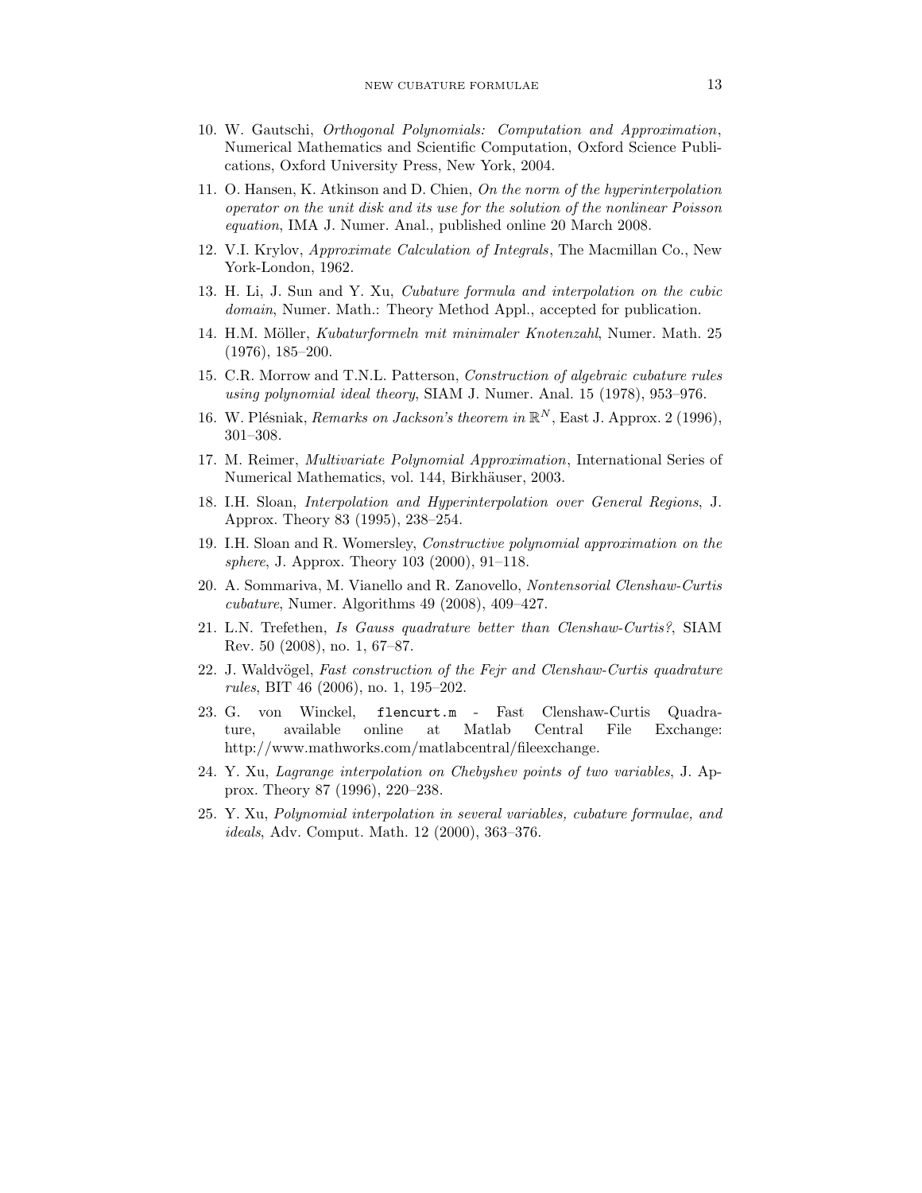10. W. Gautschi, *Orthogonal Polynomials: Computation and Approximation*, Numerical Mathematics and Scientific Computation, Oxford Science Publications, Oxford University Press, New York, 2004.

11. O. Hansen, K. Atkinson and D. Chien, *On the norm of the hyperinterpolation operator on the unit disk and its use for the solution of the nonlinear Poisson equation*, IMA J. Numer. Anal., published online 20 March 2008.

12. V.I. Krylov, *Approximate Calculation of Integrals*, The Macmillan Co., New York-London, 1962.

13. H. Li, J. Sun and Y. Xu, *Cubature formula and interpolation on the cubic domain*, Numer. Math.: Theory Method Appl., accepted for publication.

14. H.M. Möller, *Kubaturformeln mit minimaler Knotenzahl*, Numer. Math. 25 (1976), 185–200.

15. C.R. Morrow and T.N.L. Patterson, *Construction of algebraic cubature rules using polynomial ideal theory*, SIAM J. Numer. Anal. 15 (1978), 953–976.

16. W. Plésniak, *Remarks on Jackson's theorem in* $\mathbb{R}^N$, East J. Approx. 2 (1996), 301–308.

17. M. Reimer, *Multivariate Polynomial Approximation*, International Series of Numerical Mathematics, vol. 144, Birkhäuser, 2003.

18. I.H. Sloan, *Interpolation and Hyperinterpolation over General Regions*, J. Approx. Theory 83 (1995), 238–254.

19. I.H. Sloan and R. Womersley, *Constructive polynomial approximation on the sphere*, J. Approx. Theory 103 (2000), 91–118.

20. A. Sommariva, M. Vianello and R. Zanovello, *Nontensorial Clenshaw-Curtis cubature*, Numer. Algorithms 49 (2008), 409–427.

21. L.N. Trefethen, *Is Gauss quadrature better than Clenshaw-Curtis?*, SIAM Rev. 50 (2008), no. 1, 67–87.

22. J. Waldvögel, *Fast construction of the Fejr and Clenshaw-Curtis quadrature rules*, BIT 46 (2006), no. 1, 195–202.

23. G. von Winckel, `flencurt.m` - Fast Clenshaw-Curtis Quadrature, available online at Matlab Central File Exchange: http://www.mathworks.com/matlabcentral/fileexchange.

24. Y. Xu, *Lagrange interpolation on Chebyshev points of two variables*, J. Approx. Theory 87 (1996), 220–238.

25. Y. Xu, *Polynomial interpolation in several variables, cubature formulae, and ideals*, Adv. Comput. Math. 12 (2000), 363–376.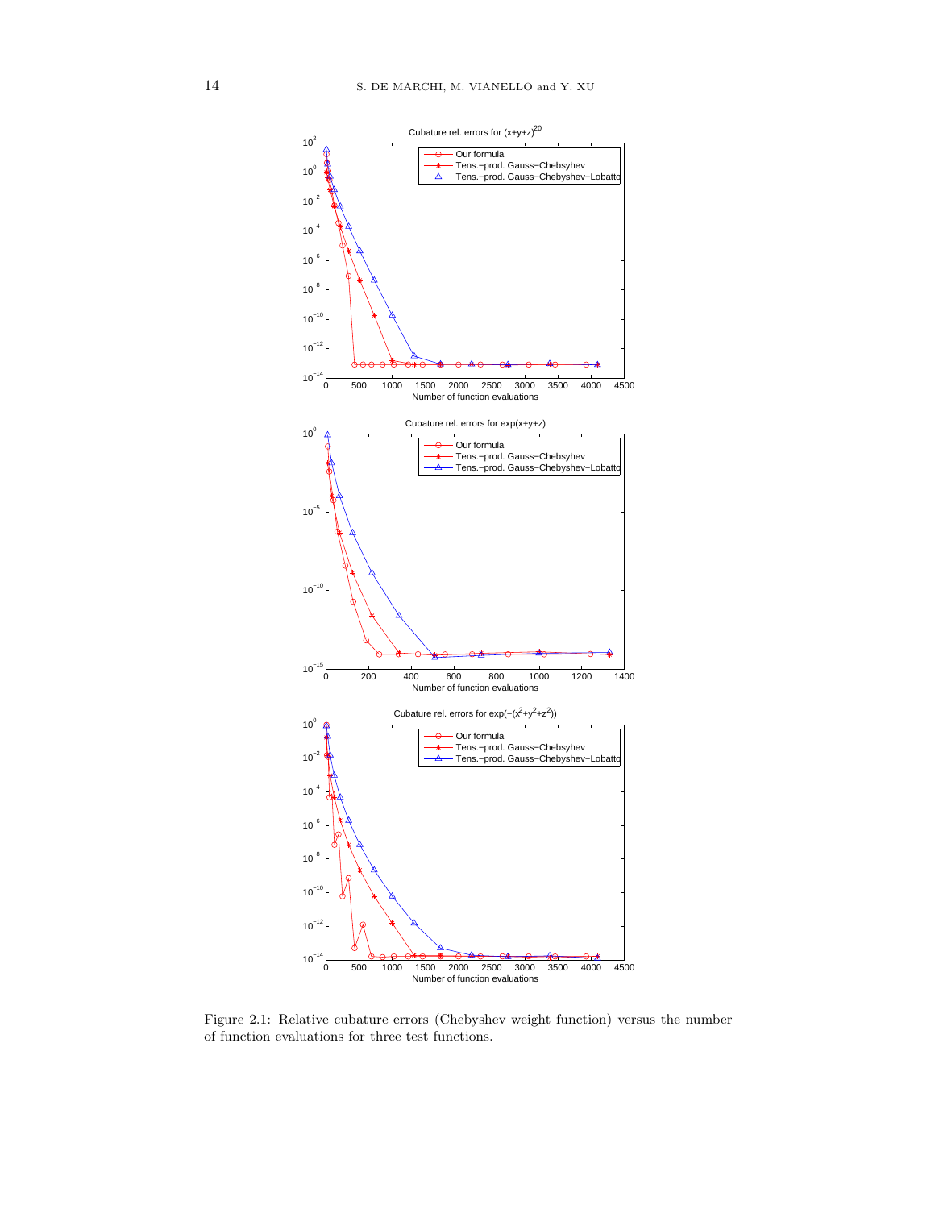Figure 2.1: Relative cubature errors (Chebyshev weight function) versus the number of function evaluations for three test functions.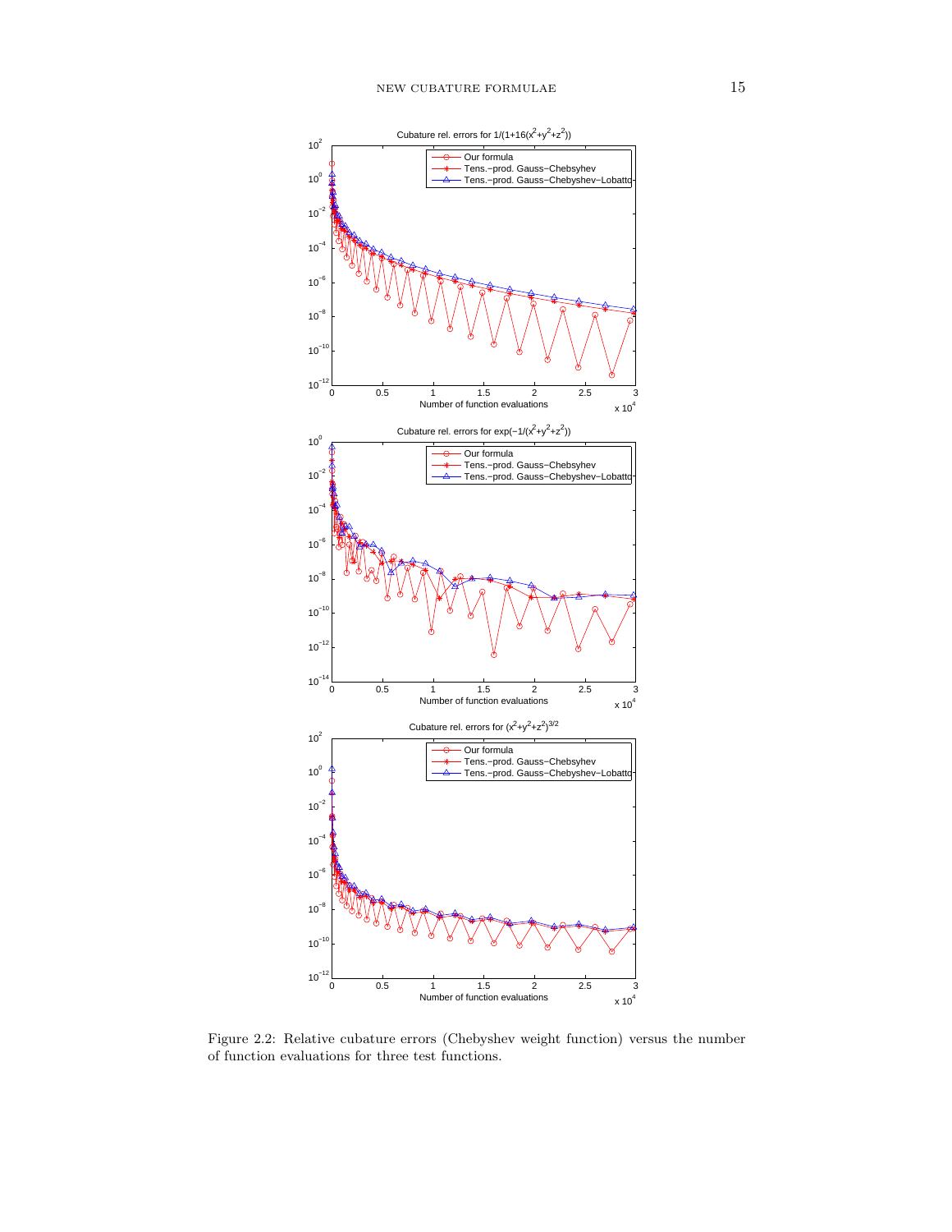Figure 2.2: Relative cubature errors (Chebyshev weight function) versus the number of function evaluations for three test functions.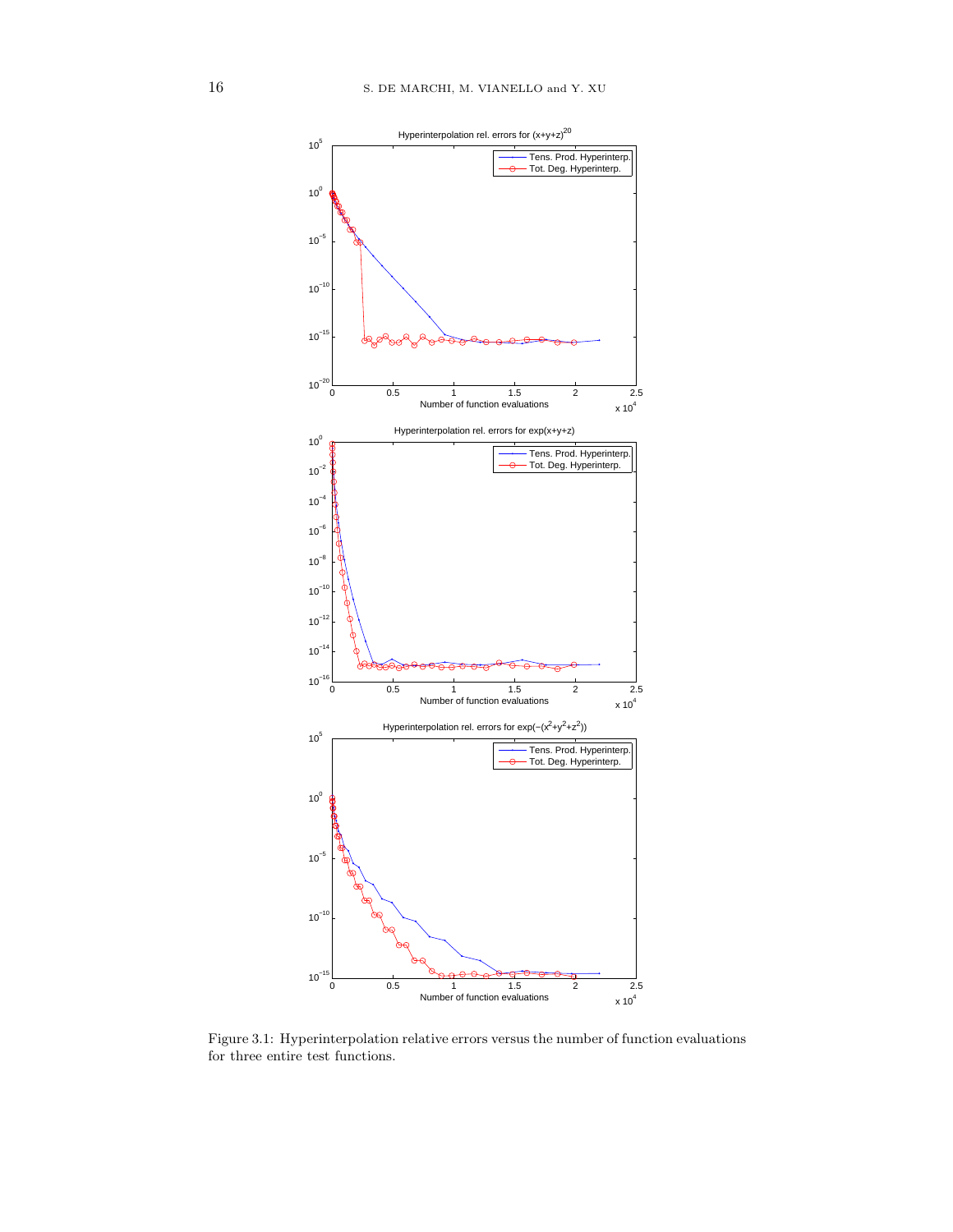Figure 3.1: Hyperinterpolation relative errors versus the number of function evaluations for three entire test functions.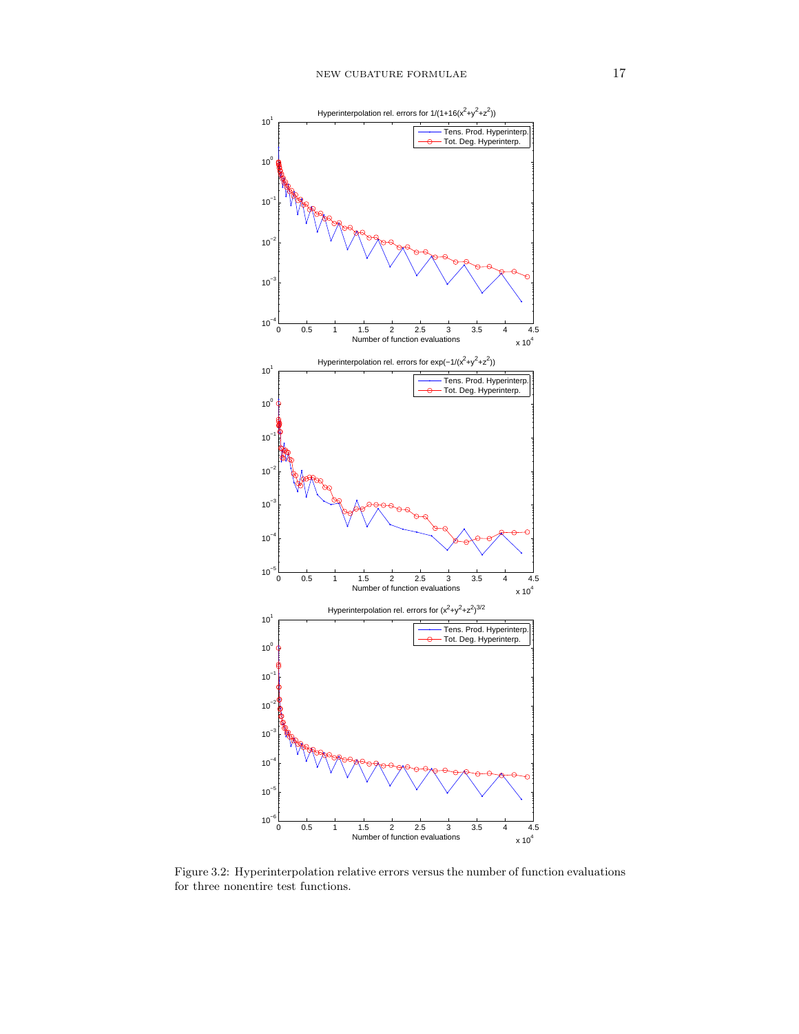Figure 3.2: Hyperinterpolation relative errors versus the number of function evaluations for three nonentire test functions.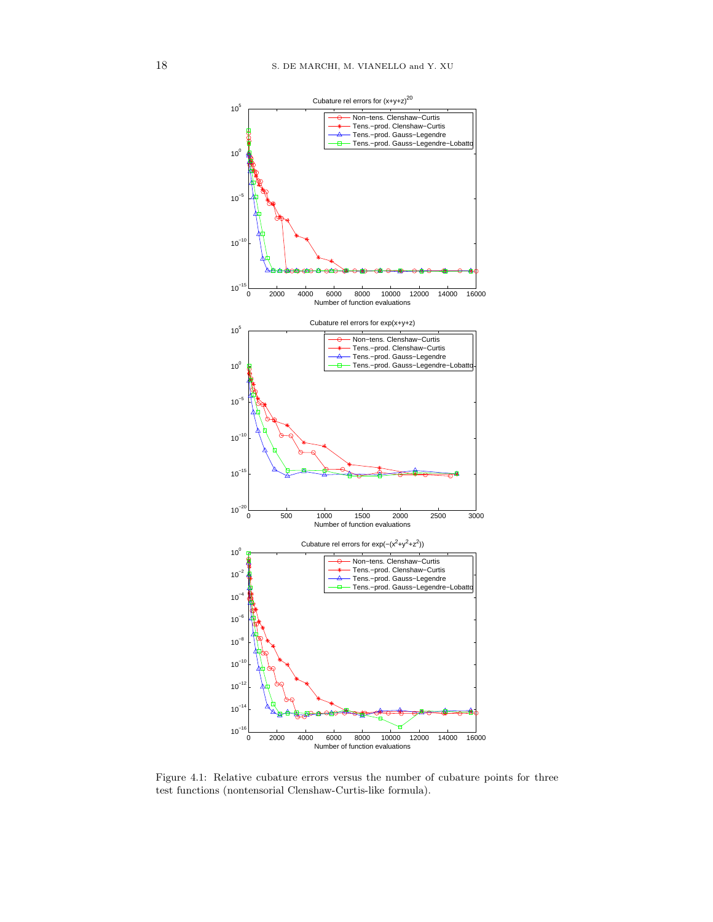Figure 4.1: Relative cubature errors versus the number of cubature points for three test functions (nontensorial Clenshaw-Curtis-like formula).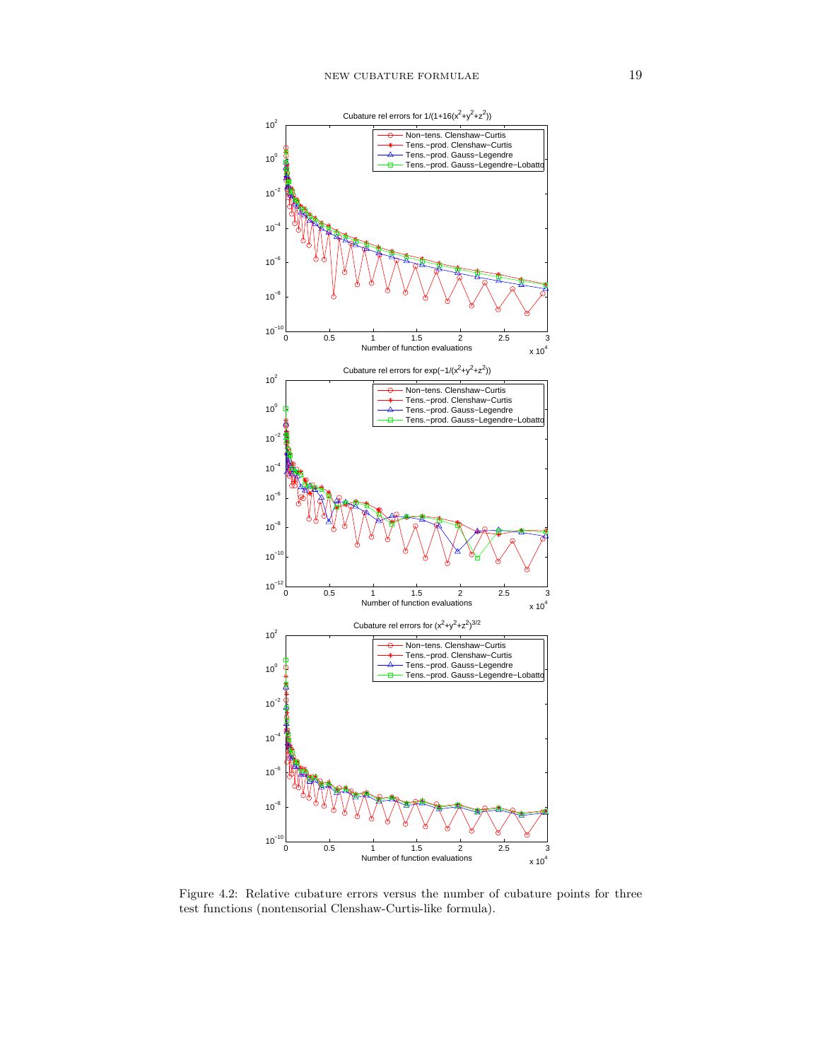Cubature rel errors for $1/(1+16(x^2+y^2+z^2))$

Non−tens. Clenshaw−Curtis
Tens.−prod. Clenshaw−Curtis
Tens.−prod. Gauss−Legendre
Tens.−prod. Gauss−Legendre−Lobatto

$10^{2}$ $10^{0}$ $10^{-2}$ $10^{-4}$ $10^{-6}$ $10^{-8}$ $10^{-10}$

0 0.5 1 1.5 2 2.5 3

Number of function evaluations

x $10^4$

Cubature rel errors for $\exp(-1/(x^2+y^2+z^2))$

Non−tens. Clenshaw−Curtis
Tens.−prod. Clenshaw−Curtis
Tens.−prod. Gauss−Legendre
Tens.−prod. Gauss−Legendre−Lobatto

$10^{2}$ $10^{0}$ $10^{-2}$ $10^{-4}$ $10^{-6}$ $10^{-8}$ $10^{-10}$ $10^{-12}$

0 0.5 1 1.5 2 2.5 3

Number of function evaluations

x $10^4$

Cubature rel errors for $(x^2+y^2+z^2)^{3/2}$

Non−tens. Clenshaw−Curtis
Tens.−prod. Clenshaw−Curtis
Tens.−prod. Gauss−Legendre
Tens.−prod. Gauss−Legendre−Lobatto

$10^{2}$ $10^{0}$ $10^{-2}$ $10^{-4}$ $10^{-6}$ $10^{-8}$ $10^{-10}$

0 0.5 1 1.5 2 2.5 3

Number of function evaluations

x $10^4$

Figure 4.2: Relative cubature errors versus the number of cubature points for three test functions (nontensorial Clenshaw-Curtis-like formula).